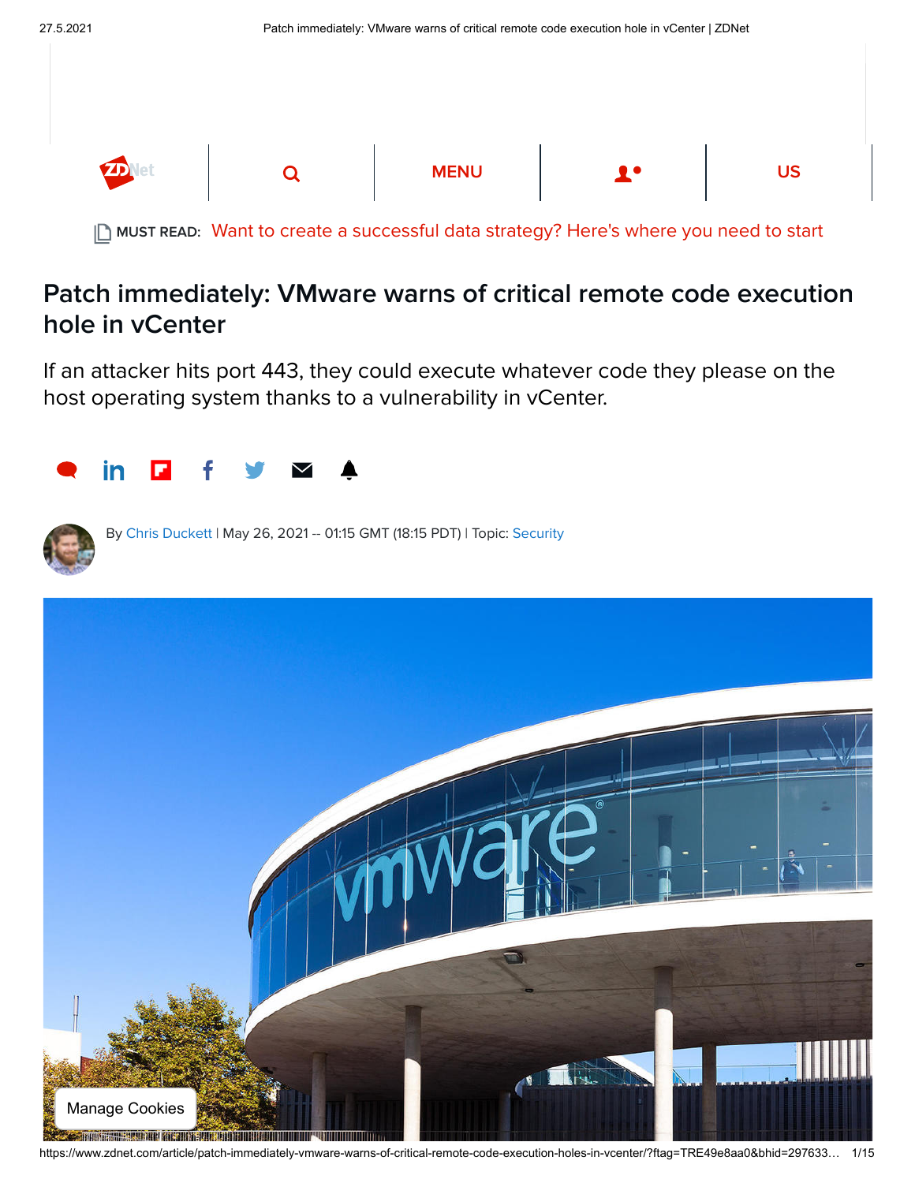MUST READ: Want to create a successful data strategy? Here's where you need to start

# Patch immediately: VMware warns of critical remote code execution hole in vCenter

If an attacker hits port 443, they could execute whatever code they please on the host operating system thanks to a vulnerability in vCenter.

By Chris Duckett | May 26, 2021 -- 01:15 GMT (18:15 PDT) | Topic: Security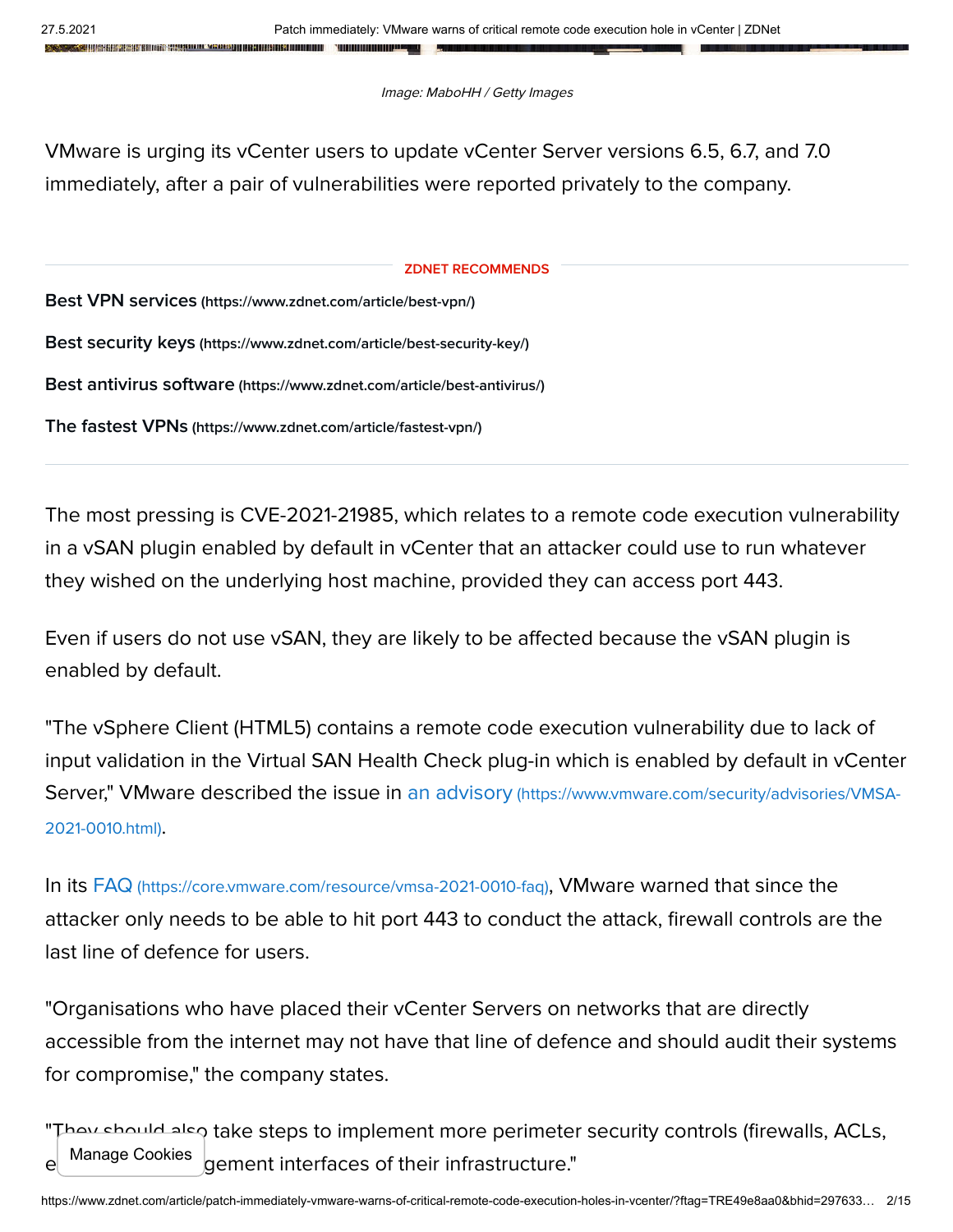*Image: MaboHH / Getty Images*

VMware is urging its vCenter users to update vCenter Server versions 6.5, 6.7, and 7.0 immediately, after a pair of vulnerabilities were reported privately to the company.

**ZDNET RECOMMENDS**

**Best VPN services** (https://www.zdnet.com/article/best-vpn/)

**Best security keys** (https://www.zdnet.com/article/best-security-key/)

**Best antivirus software** (https://www.zdnet.com/article/best-antivirus/)

**The fastest VPNs** (https://www.zdnet.com/article/fastest-vpn/)

---

The most pressing is CVE-2021-21985, which relates to a remote code execution vulnerability in a vSAN plugin enabled by default in vCenter that an attacker could use to run whatever they wished on the underlying host machine, provided they can access port 443.

Even if users do not use vSAN, they are likely to be affected because the vSAN plugin is enabled by default.

"The vSphere Client (HTML5) contains a remote code execution vulnerability due to lack of input validation in the Virtual SAN Health Check plug-in which is enabled by default in vCenter Server," VMware described the issue in an advisory (https://www.vmware.com/security/advisories/VMSA-2021-0010.html).

In its FAQ (https://core.vmware.com/resource/vmsa-2021-0010-faq), VMware warned that since the attacker only needs to be able to hit port 443 to conduct the attack, firewall controls are the last line of defence for users.

"Organisations who have placed their vCenter Servers on networks that are directly accessible from the internet may not have that line of defence and should audit their systems for compromise," the company states.

"They should also take steps to implement more perimeter security controls (firewalls, ACLs, e[...]gement interfaces of their infrastructure."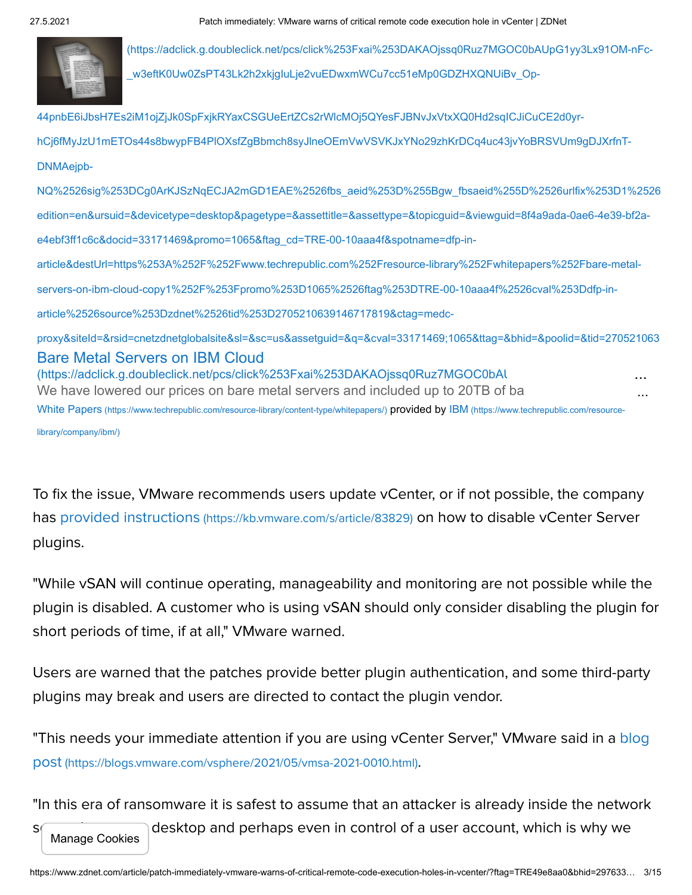(https://adclick.g.doubleclick.net/pcs/click%253Fxai%253DAKAOjssq0Ruz7MGOC0bAUpG1yy3Lx91OM-nFc-_w3eftK0Uw0ZsPT43Lk2h2xkjgIuLje2vuEDwxmWCu7cc51eMp0GDZHXQNUiBv_Op-44pnbE6iJbsH7Es2iM1ojZjJk0SpFxjkRYaxCSGUeErtZCs2rWlcMOj5QYesFJBNvJxVtxXQ0Hd2sqICJiCuCE2d0yr-hCj6fMyJzU1mETOs44s8bwypFB4PlOXsfZgBbmch8syJlneOEmVwVSVKJxYNo29zhKrDCq4uc43jvYoBRSVUm9gDJXrfnT-DNMAejpb-NQ%2526sig%253DCg0ArKJSzNqECJA2mGD1EAE%2526fbs_aeid%253D%255Bgw_fbsaeid%255D%2526urlfix%253D1%2526edition=en&ursuid=&devicetype=desktop&pagetype=&assettitle=&assettype=&topicguid=&viewguid=8f4a9ada-0ae6-4e39-bf2a-e4ebf3ff1c6c&docid=33171469&promo=1065&ftag_cd=TRE-00-10aaa4f&spotname=dfp-in-article&destUrl=https%253A%252F%252Fwww.techrepublic.com%252Fresource-library%252Fwhitepapers%252Fbare-metal-servers-on-ibm-cloud-copy1%252F%253Fpromo%253D1065%2526ftag%253DTRE-00-10aaa4f%2526cval%253Ddfp-in-article%2526source%253Dzdnet%2526tid%253D2705210639146717819&ctag=medc-proxy&siteId=&rsid=cnetzdnetglobalsite&sl=&sc=us&assetguid=&q=&cval=33171469;1065&ttag=&bhid=&poolid=&tid=270521063

Bare Metal Servers on IBM Cloud (https://adclick.g.doubleclick.net/pcs/click%253Fxai%253DAKAOjssq0Ruz7MGOC0bAU ...

We have lowered our prices on bare metal servers and included up to 20TB of ba ...

White Papers (https://www.techrepublic.com/resource-library/content-type/whitepapers/) provided by IBM (https://www.techrepublic.com/resource-library/company/ibm/)

To fix the issue, VMware recommends users update vCenter, or if not possible, the company has provided instructions (https://kb.vmware.com/s/article/83829) on how to disable vCenter Server plugins.

"While vSAN will continue operating, manageability and monitoring are not possible while the plugin is disabled. A customer who is using vSAN should only consider disabling the plugin for short periods of time, if at all," VMware warned.

Users are warned that the patches provide better plugin authentication, and some third-party plugins may break and users are directed to contact the plugin vendor.

"This needs your immediate attention if you are using vCenter Server," VMware said in a blog post (https://blogs.vmware.com/vsphere/2021/05/vmsa-2021-0010.html).

"In this era of ransomware it is safest to assume that an attacker is already inside the network s... desktop and perhaps even in control of a user account, which is why we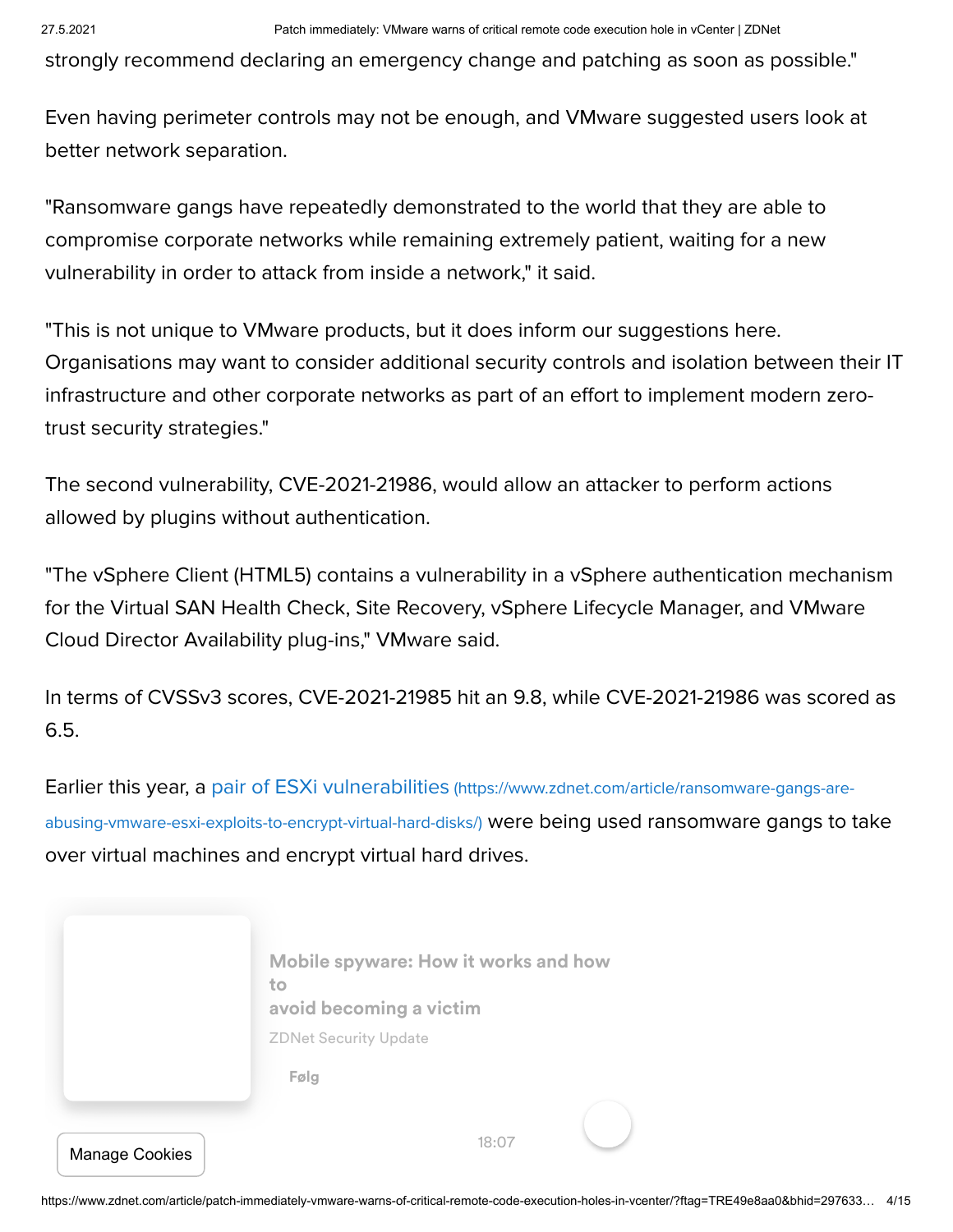strongly recommend declaring an emergency change and patching as soon as possible."

Even having perimeter controls may not be enough, and VMware suggested users look at better network separation.

"Ransomware gangs have repeatedly demonstrated to the world that they are able to compromise corporate networks while remaining extremely patient, waiting for a new vulnerability in order to attack from inside a network," it said.

"This is not unique to VMware products, but it does inform our suggestions here. Organisations may want to consider additional security controls and isolation between their IT infrastructure and other corporate networks as part of an effort to implement modern zero-trust security strategies."

The second vulnerability, CVE-2021-21986, would allow an attacker to perform actions allowed by plugins without authentication.

"The vSphere Client (HTML5) contains a vulnerability in a vSphere authentication mechanism for the Virtual SAN Health Check, Site Recovery, vSphere Lifecycle Manager, and VMware Cloud Director Availability plug-ins," VMware said.

In terms of CVSSv3 scores, CVE-2021-21985 hit an 9.8, while CVE-2021-21986 was scored as 6.5.

Earlier this year, a pair of ESXi vulnerabilities (https://www.zdnet.com/article/ransomware-gangs-are-abusing-vmware-esxi-exploits-to-encrypt-virtual-hard-disks/) were being used ransomware gangs to take over virtual machines and encrypt virtual hard drives.

Mobile spyware: How it works and how to avoid becoming a victim

ZDNet Security Update

Følg

18:07

Manage Cookies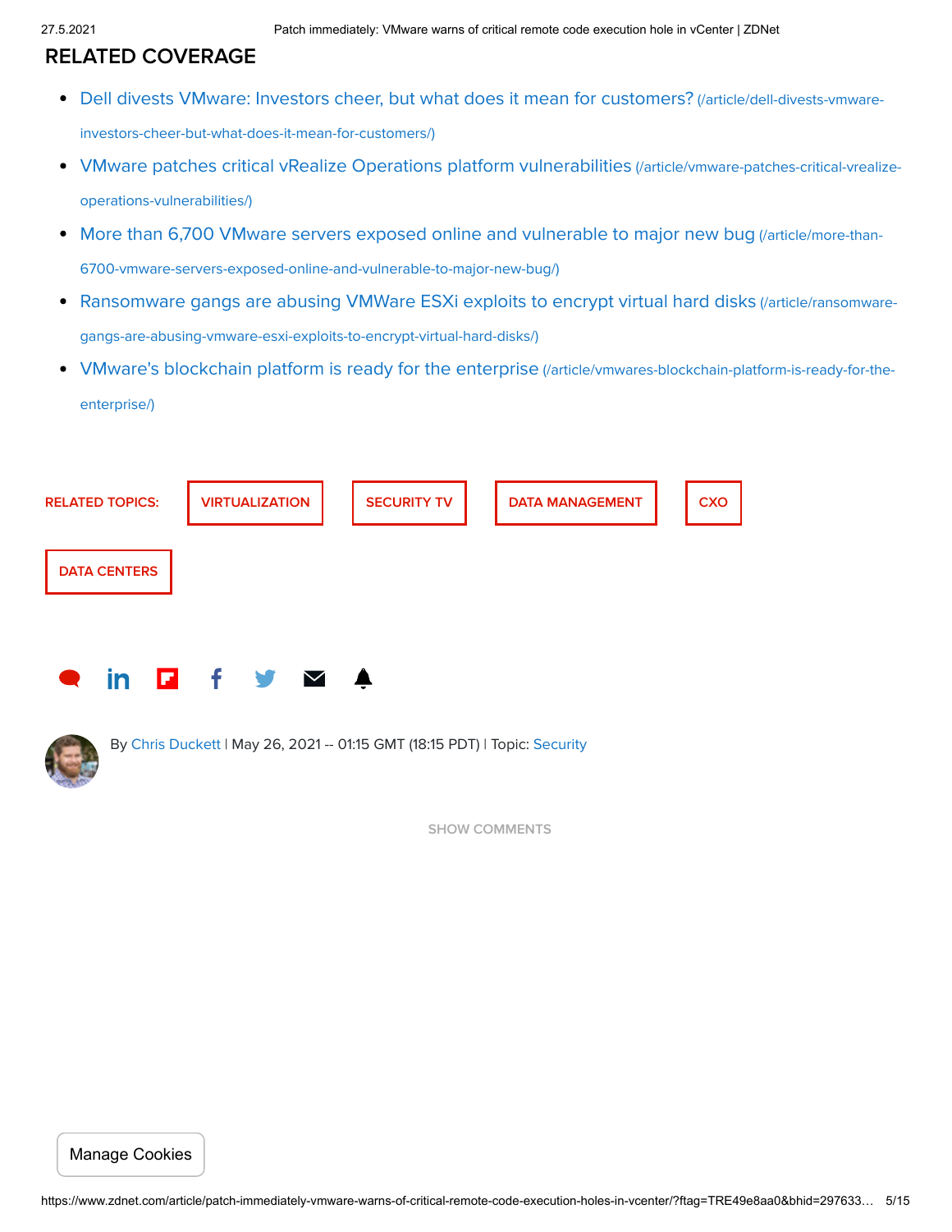## RELATED COVERAGE

- Dell divests VMware: Investors cheer, but what does it mean for customers? (/article/dell-divests-vmware-investors-cheer-but-what-does-it-mean-for-customers/)
- VMware patches critical vRealize Operations platform vulnerabilities (/article/vmware-patches-critical-vrealize-operations-vulnerabilities/)
- More than 6,700 VMware servers exposed online and vulnerable to major new bug (/article/more-than-6700-vmware-servers-exposed-online-and-vulnerable-to-major-new-bug/)
- Ransomware gangs are abusing VMWare ESXi exploits to encrypt virtual hard disks (/article/ransomware-gangs-are-abusing-vmware-esxi-exploits-to-encrypt-virtual-hard-disks/)
- VMware's blockchain platform is ready for the enterprise (/article/vmwares-blockchain-platform-is-ready-for-the-enterprise/)

RELATED TOPICS: VIRTUALIZATION | SECURITY TV | DATA MANAGEMENT | CXO | DATA CENTERS

By Chris Duckett | May 26, 2021 -- 01:15 GMT (18:15 PDT) | Topic: Security

SHOW COMMENTS

Manage Cookies